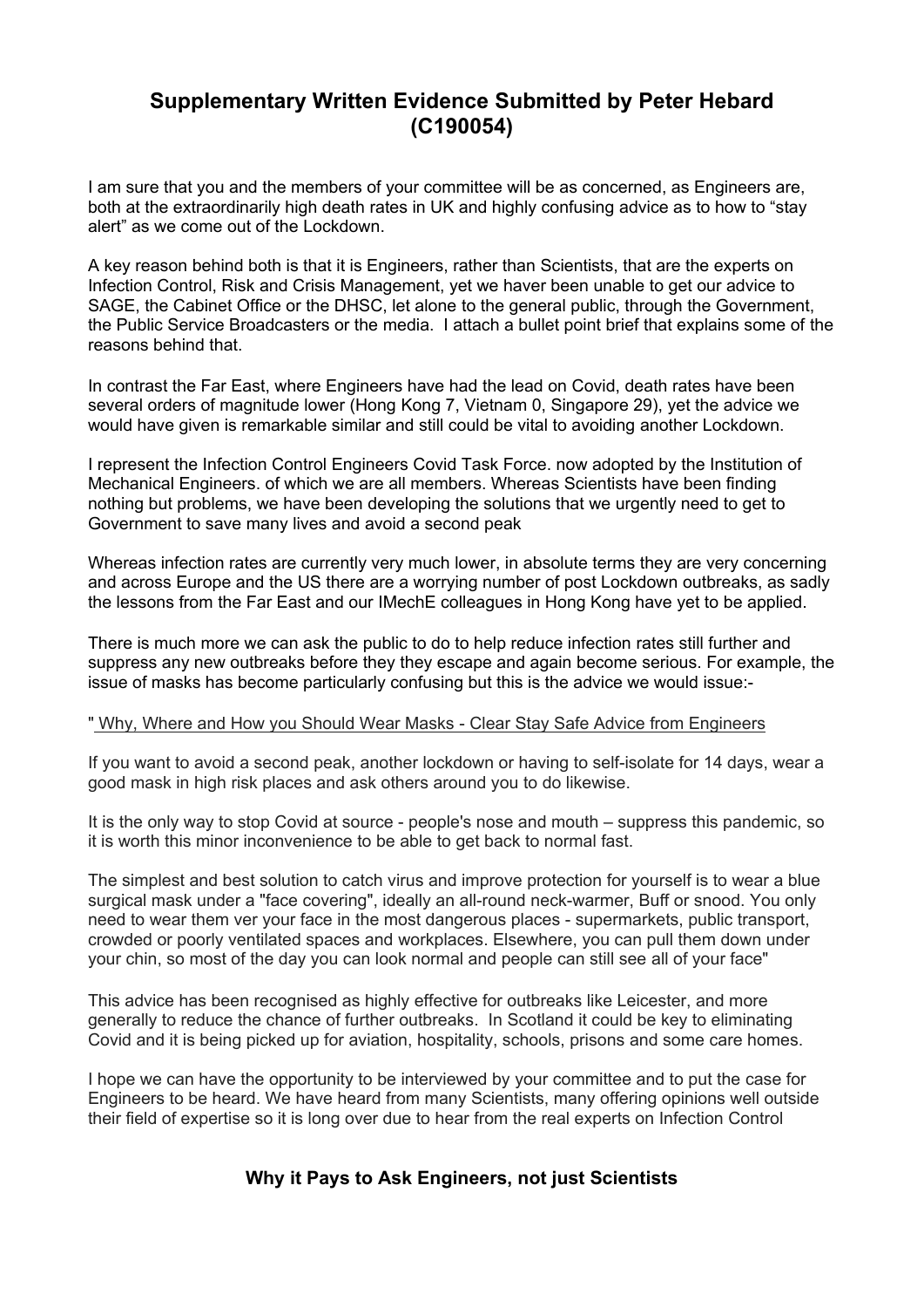# Supplementary Written Evidence Submitted by Peter Hebard (C190054)

I am sure that you and the members of your committee will be as concerned, as Engineers are, both at the extraordinarily high death rates in UK and highly confusing advice as to how to "stay alert" as we come out of the Lockdown.

A key reason behind both is that it is Engineers, rather than Scientists, that are the experts on Infection Control, Risk and Crisis Management, yet we haver been unable to get our advice to SAGE, the Cabinet Office or the DHSC, let alone to the general public, through the Government, the Public Service Broadcasters or the media. I attach a bullet point brief that explains some of the reasons behind that.

In contrast the Far East, where Engineers have had the lead on Covid, death rates have been several orders of magnitude lower (Hong Kong 7, Vietnam 0, Singapore 29), yet the advice we would have given is remarkable similar and still could be vital to avoiding another Lockdown.

I represent the Infection Control Engineers Covid Task Force. now adopted by the Institution of Mechanical Engineers. of which we are all members. Whereas Scientists have been finding nothing but problems, we have been developing the solutions that we urgently need to get to Government to save many lives and avoid a second peak

Whereas infection rates are currently very much lower, in absolute terms they are very concerning and across Europe and the US there are a worrying number of post Lockdown outbreaks, as sadly the lessons from the Far East and our IMechE colleagues in Hong Kong have yet to be applied.

There is much more we can ask the public to do to help reduce infection rates still further and suppress any new outbreaks before they they escape and again become serious. For example, the issue of masks has become particularly confusing but this is the advice we would issue:-

" Why, Where and How you Should Wear Masks - Clear Stay Safe Advice from Engineers

If you want to avoid a second peak, another lockdown or having to self-isolate for 14 days, wear a good mask in high risk places and ask others around you to do likewise.

It is the only way to stop Covid at source - people's nose and mouth – suppress this pandemic, so it is worth this minor inconvenience to be able to get back to normal fast.

The simplest and best solution to catch virus and improve protection for yourself is to wear a blue surgical mask under a "face covering", ideally an all-round neck-warmer, Buff or snood. You only need to wear them ver your face in the most dangerous places - supermarkets, public transport, crowded or poorly ventilated spaces and workplaces. Elsewhere, you can pull them down under your chin, so most of the day you can look normal and people can still see all of your face"

This advice has been recognised as highly effective for outbreaks like Leicester, and more generally to reduce the chance of further outbreaks. In Scotland it could be key to eliminating Covid and it is being picked up for aviation, hospitality, schools, prisons and some care homes.

I hope we can have the opportunity to be interviewed by your committee and to put the case for Engineers to be heard. We have heard from many Scientists, many offering opinions well outside their field of expertise so it is long over due to hear from the real experts on Infection Control

## Why it Pays to Ask Engineers, not just Scientists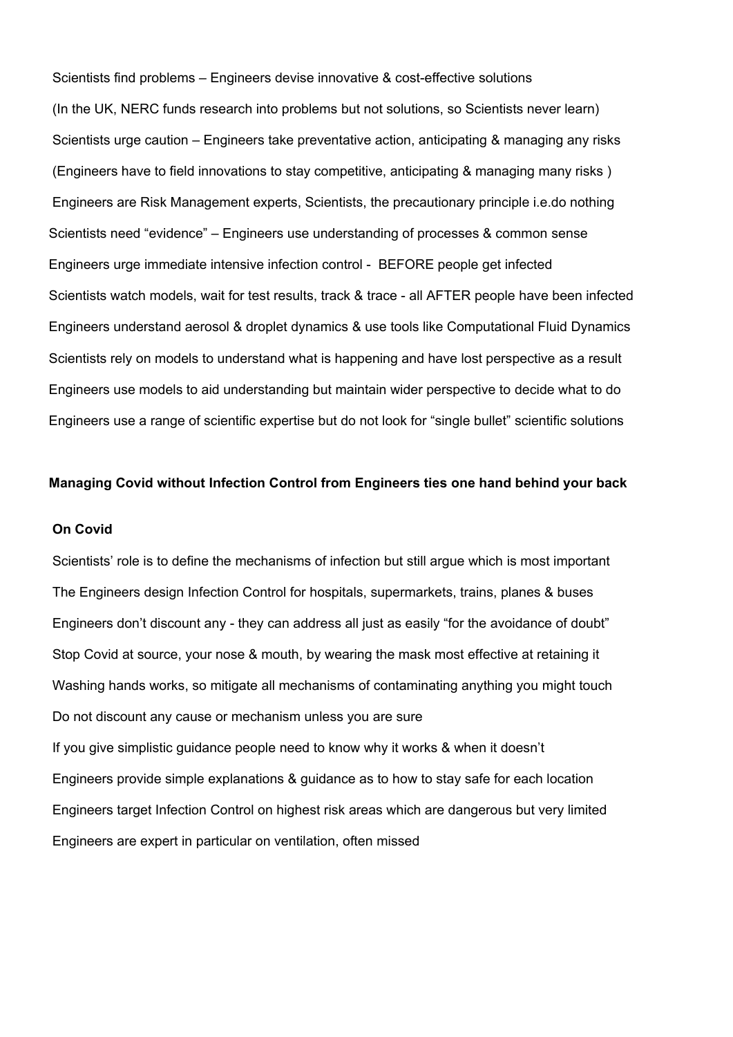Scientists find problems – Engineers devise innovative & cost-effective solutions

(In the UK, NERC funds research into problems but not solutions, so Scientists never learn)

Scientists urge caution – Engineers take preventative action, anticipating & managing any risks

(Engineers have to field innovations to stay competitive, anticipating & managing many risks )

Engineers are Risk Management experts, Scientists, the precautionary principle i.e.do nothing

Scientists need “evidence” – Engineers use understanding of processes & common sense

Engineers urge immediate intensive infection control - BEFORE people get infected

Scientists watch models, wait for test results, track & trace - all AFTER people have been infected

Engineers understand aerosol & droplet dynamics & use tools like Computational Fluid Dynamics

Scientists rely on models to understand what is happening and have lost perspective as a result

Engineers use models to aid understanding but maintain wider perspective to decide what to do

Engineers use a range of scientific expertise but do not look for “single bullet” scientific solutions

**Managing Covid without Infection Control from Engineers ties one hand behind your back**

**On Covid**

Scientists’ role is to define the mechanisms of infection but still argue which is most important

The Engineers design Infection Control for hospitals, supermarkets, trains, planes & buses

Engineers don’t discount any - they can address all just as easily “for the avoidance of doubt”

Stop Covid at source, your nose & mouth, by wearing the mask most effective at retaining it

Washing hands works, so mitigate all mechanisms of contaminating anything you might touch

Do not discount any cause or mechanism unless you are sure

If you give simplistic guidance people need to know why it works & when it doesn’t

Engineers provide simple explanations & guidance as to how to stay safe for each location

Engineers target Infection Control on highest risk areas which are dangerous but very limited

Engineers are expert in particular on ventilation, often missed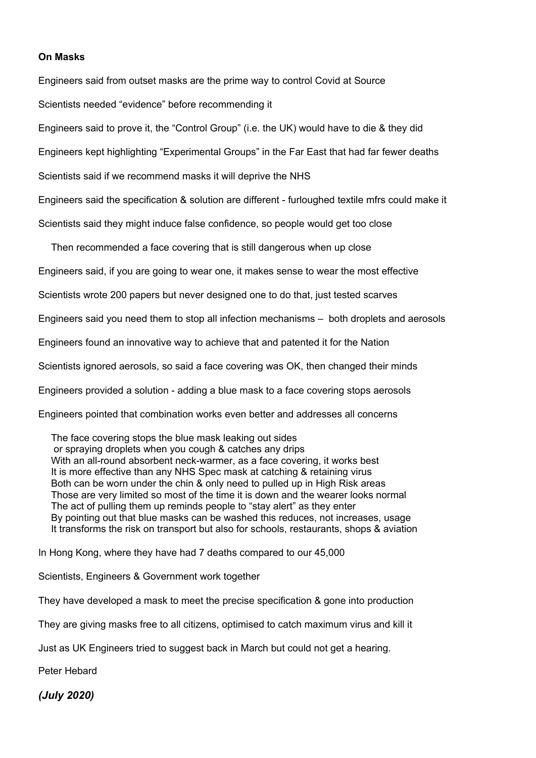**On Masks**

Engineers said from outset masks are the prime way to control Covid at Source

Scientists needed “evidence” before recommending it

Engineers said to prove it, the “Control Group” (i.e. the UK) would have to die & they did

Engineers kept highlighting “Experimental Groups” in the Far East that had far fewer deaths

Scientists said if we recommend masks it will deprive the NHS

Engineers said the specification & solution are different - furloughed textile mfrs could make it

Scientists said they might induce false confidence, so people would get too close

Then recommended a face covering that is still dangerous when up close

Engineers said, if you are going to wear one, it makes sense to wear the most effective

Scientists wrote 200 papers but never designed one to do that, just tested scarves

Engineers said you need them to stop all infection mechanisms – both droplets and aerosols

Engineers found an innovative way to achieve that and patented it for the Nation

Scientists ignored aerosols, so said a face covering was OK, then changed their minds

Engineers provided a solution - adding a blue mask to a face covering stops aerosols

Engineers pointed that combination works even better and addresses all concerns

The face covering stops the blue mask leaking out sides
or spraying droplets when you cough & catches any drips
With an all-round absorbent neck-warmer, as a face covering, it works best
It is more effective than any NHS Spec mask at catching & retaining virus
Both can be worn under the chin & only need to pulled up in High Risk areas
Those are very limited so most of the time it is down and the wearer looks normal
The act of pulling them up reminds people to “stay alert” as they enter
By pointing out that blue masks can be washed this reduces, not increases, usage
It transforms the risk on transport but also for schools, restaurants, shops & aviation

In Hong Kong, where they have had 7 deaths compared to our 45,000

Scientists, Engineers & Government work together

They have developed a mask to meet the precise specification & gone into production

They are giving masks free to all citizens, optimised to catch maximum virus and kill it

Just as UK Engineers tried to suggest back in March but could not get a hearing.

Peter Hebard

***(July 2020)***